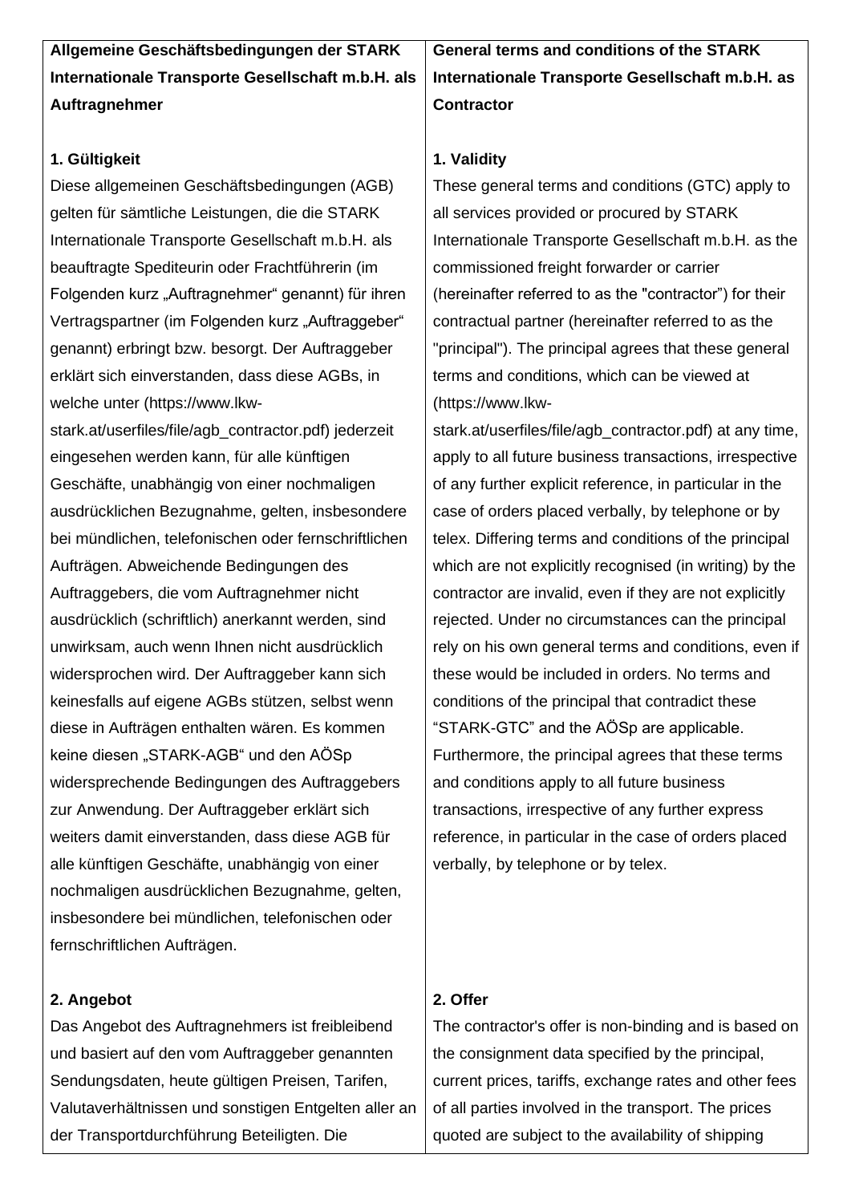| **Allgemeine Geschäftsbedingungen der STARK Internationale Transporte Gesellschaft m.b.H. als Auftragnehmer** | **General terms and conditions of the STARK Internationale Transporte Gesellschaft m.b.H. as Contractor** |
|---|---|
| **1. Gültigkeit**<br>Diese allgemeinen Geschäftsbedingungen (AGB) gelten für sämtliche Leistungen, die die STARK Internationale Transporte Gesellschaft m.b.H. als beauftragte Spediteurin oder Frachtführerin (im Folgenden kurz „Auftragnehmer“ genannt) für ihren Vertragspartner (im Folgenden kurz „Auftraggeber“ genannt) erbringt bzw. besorgt. Der Auftraggeber erklärt sich einverstanden, dass diese AGBs, in welche unter (https://www.lkw-stark.at/userfiles/file/agb_contractor.pdf) jederzeit eingesehen werden kann, für alle künftigen Geschäfte, unabhängig von einer nochmaligen ausdrücklichen Bezugnahme, gelten, insbesondere bei mündlichen, telefonischen oder fernschriftlichen Aufträgen. Abweichende Bedingungen des Auftraggebers, die vom Auftragnehmer nicht ausdrücklich (schriftlich) anerkannt werden, sind unwirksam, auch wenn Ihnen nicht ausdrücklich widersprochen wird. Der Auftraggeber kann sich keinesfalls auf eigene AGBs stützen, selbst wenn diese in Aufträgen enthalten wären. Es kommen keine diesen „STARK-AGB“ und den AÖSp widersprechende Bedingungen des Auftraggebers zur Anwendung. Der Auftraggeber erklärt sich weiters damit einverstanden, dass diese AGB für alle künftigen Geschäfte, unabhängig von einer nochmaligen ausdrücklichen Bezugnahme, gelten, insbesondere bei mündlichen, telefonischen oder fernschriftlichen Aufträgen. | **1. Validity**<br>These general terms and conditions (GTC) apply to all services provided or procured by STARK Internationale Transporte Gesellschaft m.b.H. as the commissioned freight forwarder or carrier (hereinafter referred to as the "contractor") for their contractual partner (hereinafter referred to as the "principal"). The principal agrees that these general terms and conditions, which can be viewed at (https://www.lkw-stark.at/userfiles/file/agb_contractor.pdf) at any time, apply to all future business transactions, irrespective of any further explicit reference, in particular in the case of orders placed verbally, by telephone or by telex. Differing terms and conditions of the principal which are not explicitly recognised (in writing) by the contractor are invalid, even if they are not explicitly rejected. Under no circumstances can the principal rely on his own general terms and conditions, even if these would be included in orders. No terms and conditions of the principal that contradict these “STARK-GTC” and the AÖSp are applicable. Furthermore, the principal agrees that these terms and conditions apply to all future business transactions, irrespective of any further express reference, in particular in the case of orders placed verbally, by telephone or by telex. |
| **2. Angebot**<br>Das Angebot des Auftragnehmers ist freibleibend und basiert auf den vom Auftraggeber genannten Sendungsdaten, heute gültigen Preisen, Tarifen, Valutaverhältnissen und sonstigen Entgelten aller an der Transportdurchführung Beteiligten. Die | **2. Offer**<br>The contractor's offer is non-binding and is based on the consignment data specified by the principal, current prices, tariffs, exchange rates and other fees of all parties involved in the transport. The prices quoted are subject to the availability of shipping |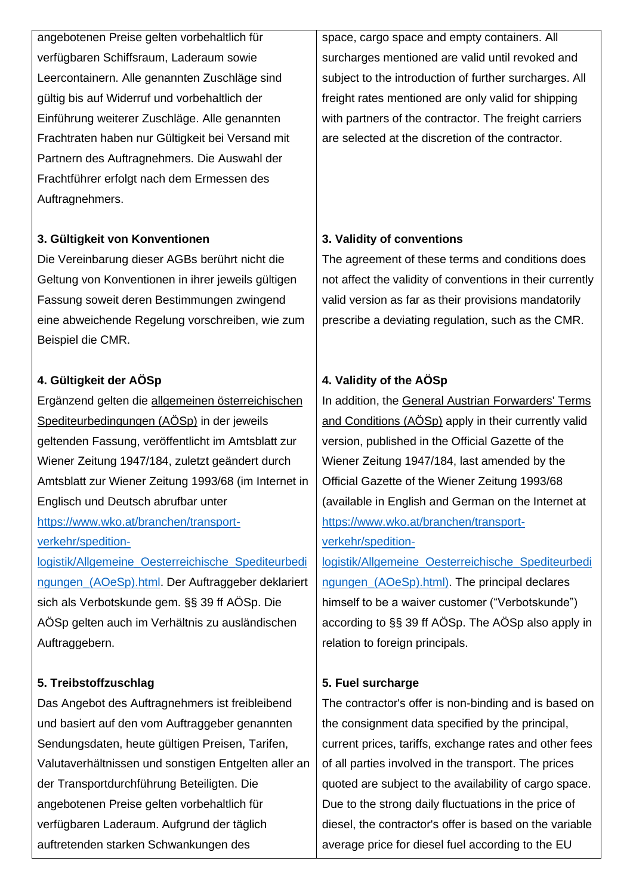| | |
|---|---|
| angebotenen Preise gelten vorbehaltlich für verfügbaren Schiffsraum, Laderaum sowie Leercontainern. Alle genannten Zuschläge sind gültig bis auf Widerruf und vorbehaltlich der Einführung weiterer Zuschläge. Alle genannten Frachtraten haben nur Gültigkeit bei Versand mit Partnern des Auftragnehmers. Die Auswahl der Frachtführer erfolgt nach dem Ermessen des Auftragnehmers. | space, cargo space and empty containers. All surcharges mentioned are valid until revoked and subject to the introduction of further surcharges. All freight rates mentioned are only valid for shipping with partners of the contractor. The freight carriers are selected at the discretion of the contractor. |
| **3. Gültigkeit von Konventionen**<br>Die Vereinbarung dieser AGBs berührt nicht die Geltung von Konventionen in ihrer jeweils gültigen Fassung soweit deren Bestimmungen zwingend eine abweichende Regelung vorschreiben, wie zum Beispiel die CMR. | **3. Validity of conventions**<br>The agreement of these terms and conditions does not affect the validity of conventions in their currently valid version as far as their provisions mandatorily prescribe a deviating regulation, such as the CMR. |
| **4. Gültigkeit der AÖSp**<br>Ergänzend gelten die allgemeinen österreichischen Spediteurbedingungen (AÖSp) in der jeweils geltenden Fassung, veröffentlicht im Amtsblatt zur Wiener Zeitung 1947/184, zuletzt geändert durch Amtsblatt zur Wiener Zeitung 1993/68 (im Internet in Englisch und Deutsch abrufbar unter https://www.wko.at/branchen/transport-verkehr/spedition-logistik/Allgemeine_Oesterreichische_Spediteurbedingungen_(AOeSp).html. Der Auftraggeber deklariert sich als Verbotskunde gem. §§ 39 ff AÖSp. Die AÖSp gelten auch im Verhältnis zu ausländischen Auftraggebern. | **4. Validity of the AÖSp**<br>In addition, the General Austrian Forwarders' Terms and Conditions (AÖSp) apply in their currently valid version, published in the Official Gazette of the Wiener Zeitung 1947/184, last amended by the Official Gazette of the Wiener Zeitung 1993/68 (available in English and German on the Internet at https://www.wko.at/branchen/transport-verkehr/spedition-logistik/Allgemeine_Oesterreichische_Spediteurbedingungen_(AOeSp).html). The principal declares himself to be a waiver customer ("Verbotskunde") according to §§ 39 ff AÖSp. The AÖSp also apply in relation to foreign principals. |
| **5. Treibstoffzuschlag**<br>Das Angebot des Auftragnehmers ist freibleibend und basiert auf den vom Auftraggeber genannten Sendungsdaten, heute gültigen Preisen, Tarifen, Valutaverhältnissen und sonstigen Entgelten aller an der Transportdurchführung Beteiligten. Die angebotenen Preise gelten vorbehaltlich für verfügbaren Laderaum. Aufgrund der täglich auftretenden starken Schwankungen des | **5. Fuel surcharge**<br>The contractor's offer is non-binding and is based on the consignment data specified by the principal, current prices, tariffs, exchange rates and other fees of all parties involved in the transport. The prices quoted are subject to the availability of cargo space. Due to the strong daily fluctuations in the price of diesel, the contractor's offer is based on the variable average price for diesel fuel according to the EU |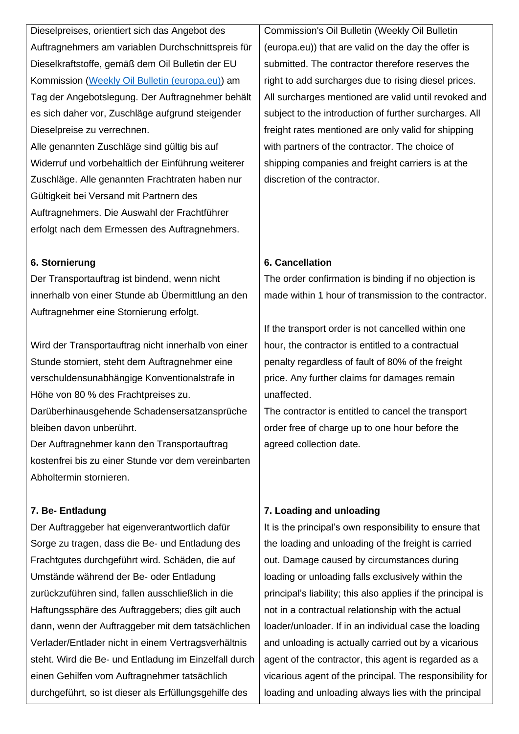Dieselpreises, orientiert sich das Angebot des Auftragnehmers am variablen Durchschnittspreis für Dieselkraftstoffe, gemäß dem Oil Bulletin der EU Kommission (Weekly Oil Bulletin (europa.eu)) am Tag der Angebotslegung. Der Auftragnehmer behält es sich daher vor, Zuschläge aufgrund steigender Dieselpreise zu verrechnen.
Alle genannten Zuschläge sind gültig bis auf Widerruf und vorbehaltlich der Einführung weiterer Zuschläge. Alle genannten Frachtraten haben nur Gültigkeit bei Versand mit Partnern des Auftragnehmers. Die Auswahl der Frachtführer erfolgt nach dem Ermessen des Auftragnehmers.

**6. Stornierung**

Der Transportauftrag ist bindend, wenn nicht innerhalb von einer Stunde ab Übermittlung an den Auftragnehmer eine Stornierung erfolgt.

Wird der Transportauftrag nicht innerhalb von einer Stunde storniert, steht dem Auftragnehmer eine verschuldensunabhängige Konventionalstrafe in Höhe von 80 % des Frachtpreises zu. Darüberhinausgehende Schadensersatzansprüche bleiben davon unberührt.
Der Auftragnehmer kann den Transportauftrag kostenfrei bis zu einer Stunde vor dem vereinbarten Abholtermin stornieren.

**7. Be- Entladung**

Der Auftraggeber hat eigenverantwortlich dafür Sorge zu tragen, dass die Be- und Entladung des Frachtgutes durchgeführt wird. Schäden, die auf Umstände während der Be- oder Entladung zurückzuführen sind, fallen ausschließlich in die Haftungssphäre des Auftraggebers; dies gilt auch dann, wenn der Auftraggeber mit dem tatsächlichen Verlader/Entlader nicht in einem Vertragsverhältnis steht. Wird die Be- und Entladung im Einzelfall durch einen Gehilfen vom Auftragnehmer tatsächlich durchgeführt, so ist dieser als Erfüllungsgehilfe des

Commission's Oil Bulletin (Weekly Oil Bulletin (europa.eu)) that are valid on the day the offer is submitted. The contractor therefore reserves the right to add surcharges due to rising diesel prices. All surcharges mentioned are valid until revoked and subject to the introduction of further surcharges. All freight rates mentioned are only valid for shipping with partners of the contractor. The choice of shipping companies and freight carriers is at the discretion of the contractor.

**6. Cancellation**

The order confirmation is binding if no objection is made within 1 hour of transmission to the contractor.

If the transport order is not cancelled within one hour, the contractor is entitled to a contractual penalty regardless of fault of 80% of the freight price. Any further claims for damages remain unaffected.
The contractor is entitled to cancel the transport order free of charge up to one hour before the agreed collection date.

**7. Loading and unloading**

It is the principal's own responsibility to ensure that the loading and unloading of the freight is carried out. Damage caused by circumstances during loading or unloading falls exclusively within the principal's liability; this also applies if the principal is not in a contractual relationship with the actual loader/unloader. If in an individual case the loading and unloading is actually carried out by a vicarious agent of the contractor, this agent is regarded as a vicarious agent of the principal. The responsibility for loading and unloading always lies with the principal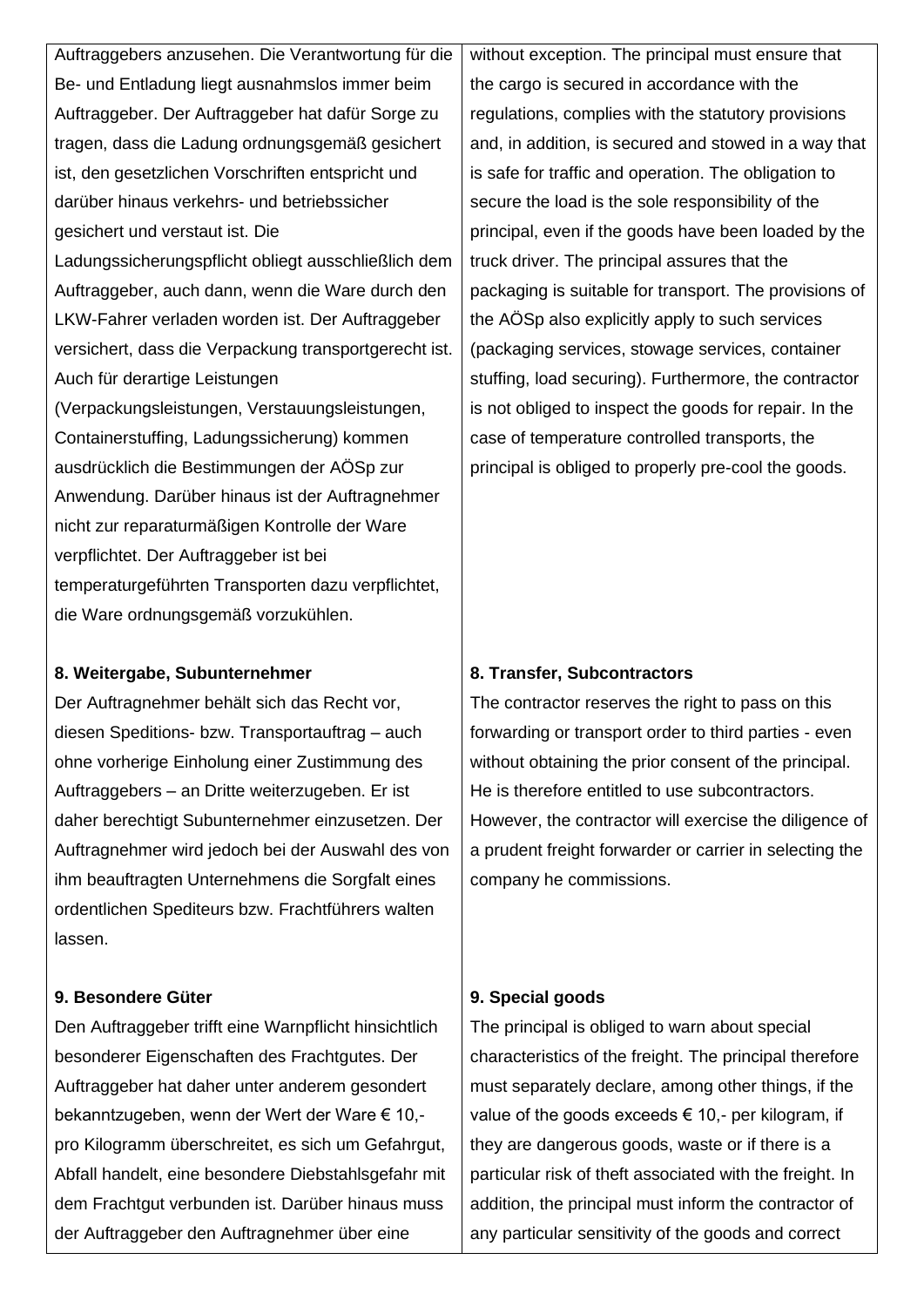Auftraggebers anzusehen. Die Verantwortung für die Be- und Entladung liegt ausnahmslos immer beim Auftraggeber. Der Auftraggeber hat dafür Sorge zu tragen, dass die Ladung ordnungsgemäß gesichert ist, den gesetzlichen Vorschriften entspricht und darüber hinaus verkehrs- und betriebssicher gesichert und verstaut ist. Die Ladungssicherungspflicht obliegt ausschließlich dem Auftraggeber, auch dann, wenn die Ware durch den LKW-Fahrer verladen worden ist. Der Auftraggeber versichert, dass die Verpackung transportgerecht ist. Auch für derartige Leistungen (Verpackungsleistungen, Verstauungsleistungen, Containerstuffing, Ladungssicherung) kommen ausdrücklich die Bestimmungen der AÖSp zur Anwendung. Darüber hinaus ist der Auftragnehmer nicht zur reparaturmäßigen Kontrolle der Ware verpflichtet. Der Auftraggeber ist bei temperaturgeführten Transporten dazu verpflichtet, die Ware ordnungsgemäß vorzukühlen.

without exception. The principal must ensure that the cargo is secured in accordance with the regulations, complies with the statutory provisions and, in addition, is secured and stowed in a way that is safe for traffic and operation. The obligation to secure the load is the sole responsibility of the principal, even if the goods have been loaded by the truck driver. The principal assures that the packaging is suitable for transport. The provisions of the AÖSp also explicitly apply to such services (packaging services, stowage services, container stuffing, load securing). Furthermore, the contractor is not obliged to inspect the goods for repair. In the case of temperature controlled transports, the principal is obliged to properly pre-cool the goods.

**8. Weitergabe, Subunternehmer**

Der Auftragnehmer behält sich das Recht vor, diesen Speditions- bzw. Transportauftrag – auch ohne vorherige Einholung einer Zustimmung des Auftraggebers – an Dritte weiterzugeben. Er ist daher berechtigt Subunternehmer einzusetzen. Der Auftragnehmer wird jedoch bei der Auswahl des von ihm beauftragten Unternehmens die Sorgfalt eines ordentlichen Spediteurs bzw. Frachtführers walten lassen.

**8. Transfer, Subcontractors**

The contractor reserves the right to pass on this forwarding or transport order to third parties - even without obtaining the prior consent of the principal. He is therefore entitled to use subcontractors. However, the contractor will exercise the diligence of a prudent freight forwarder or carrier in selecting the company he commissions.

**9. Besondere Güter**

Den Auftraggeber trifft eine Warnpflicht hinsichtlich besonderer Eigenschaften des Frachtgutes. Der Auftraggeber hat daher unter anderem gesondert bekanntzugeben, wenn der Wert der Ware € 10,- pro Kilogramm überschreitet, es sich um Gefahrgut, Abfall handelt, eine besondere Diebstahlsgefahr mit dem Frachtgut verbunden ist. Darüber hinaus muss der Auftraggeber den Auftragnehmer über eine

**9. Special goods**

The principal is obliged to warn about special characteristics of the freight. The principal therefore must separately declare, among other things, if the value of the goods exceeds € 10,- per kilogram, if they are dangerous goods, waste or if there is a particular risk of theft associated with the freight. In addition, the principal must inform the contractor of any particular sensitivity of the goods and correct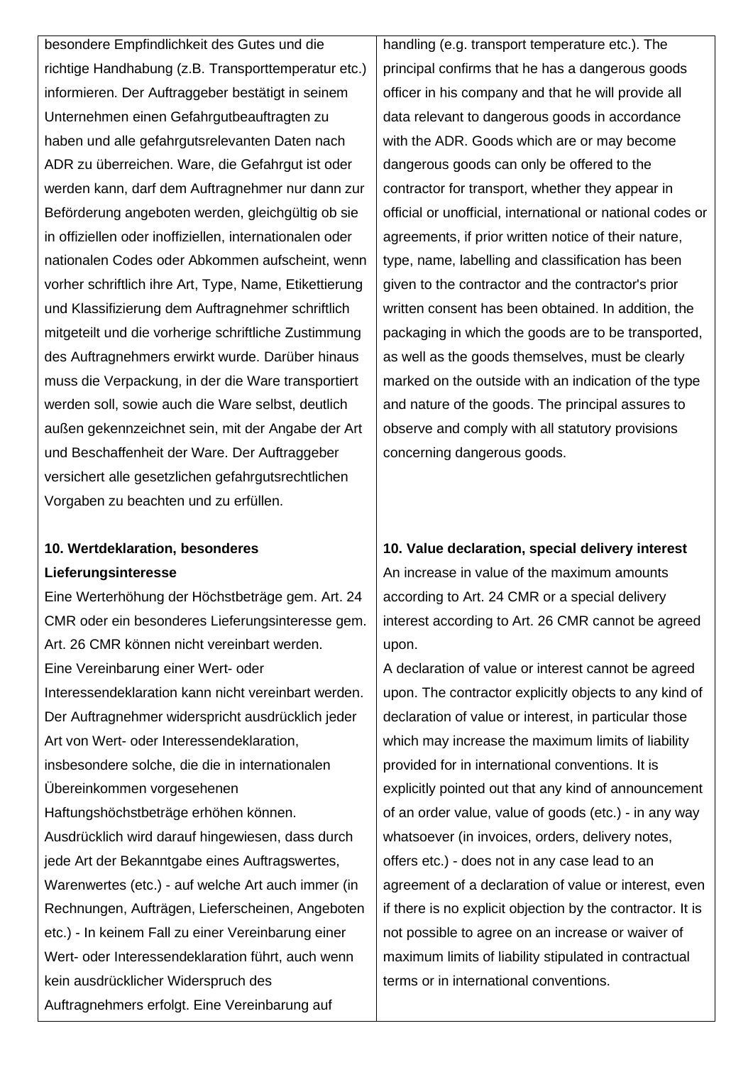besondere Empfindlichkeit des Gutes und die richtige Handhabung (z.B. Transporttemperatur etc.) informieren. Der Auftraggeber bestätigt in seinem Unternehmen einen Gefahrgutbeauftragten zu haben und alle gefahrgutsrelevanten Daten nach ADR zu überreichen. Ware, die Gefahrgut ist oder werden kann, darf dem Auftragnehmer nur dann zur Beförderung angeboten werden, gleichgültig ob sie in offiziellen oder inoffiziellen, internationalen oder nationalen Codes oder Abkommen aufscheint, wenn vorher schriftlich ihre Art, Type, Name, Etikettierung und Klassifizierung dem Auftragnehmer schriftlich mitgeteilt und die vorherige schriftliche Zustimmung des Auftragnehmers erwirkt wurde. Darüber hinaus muss die Verpackung, in der die Ware transportiert werden soll, sowie auch die Ware selbst, deutlich außen gekennzeichnet sein, mit der Angabe der Art und Beschaffenheit der Ware. Der Auftraggeber versichert alle gesetzlichen gefahrgutsrechtlichen Vorgaben zu beachten und zu erfüllen.

**10. Wertdeklaration, besonderes Lieferungsinteresse**

Eine Werterhöhung der Höchstbeträge gem. Art. 24 CMR oder ein besonderes Lieferungsinteresse gem. Art. 26 CMR können nicht vereinbart werden.
Eine Vereinbarung einer Wert- oder Interessendeklaration kann nicht vereinbart werden. Der Auftragnehmer widerspricht ausdrücklich jeder Art von Wert- oder Interessendeklaration, insbesondere solche, die die in internationalen Übereinkommen vorgesehenen Haftungshöchstbeträge erhöhen können. Ausdrücklich wird darauf hingewiesen, dass durch jede Art der Bekanntgabe eines Auftragswertes, Warenwertes (etc.) - auf welche Art auch immer (in Rechnungen, Aufträgen, Lieferscheinen, Angeboten etc.) - In keinem Fall zu einer Vereinbarung einer Wert- oder Interessendeklaration führt, auch wenn kein ausdrücklicher Widerspruch des Auftragnehmers erfolgt. Eine Vereinbarung auf

handling (e.g. transport temperature etc.). The principal confirms that he has a dangerous goods officer in his company and that he will provide all data relevant to dangerous goods in accordance with the ADR. Goods which are or may become dangerous goods can only be offered to the contractor for transport, whether they appear in official or unofficial, international or national codes or agreements, if prior written notice of their nature, type, name, labelling and classification has been given to the contractor and the contractor's prior written consent has been obtained. In addition, the packaging in which the goods are to be transported, as well as the goods themselves, must be clearly marked on the outside with an indication of the type and nature of the goods. The principal assures to observe and comply with all statutory provisions concerning dangerous goods.

**10. Value declaration, special delivery interest**

An increase in value of the maximum amounts according to Art. 24 CMR or a special delivery interest according to Art. 26 CMR cannot be agreed upon.
A declaration of value or interest cannot be agreed upon. The contractor explicitly objects to any kind of declaration of value or interest, in particular those which may increase the maximum limits of liability provided for in international conventions. It is explicitly pointed out that any kind of announcement of an order value, value of goods (etc.) - in any way whatsoever (in invoices, orders, delivery notes, offers etc.) - does not in any case lead to an agreement of a declaration of value or interest, even if there is no explicit objection by the contractor. It is not possible to agree on an increase or waiver of maximum limits of liability stipulated in contractual terms or in international conventions.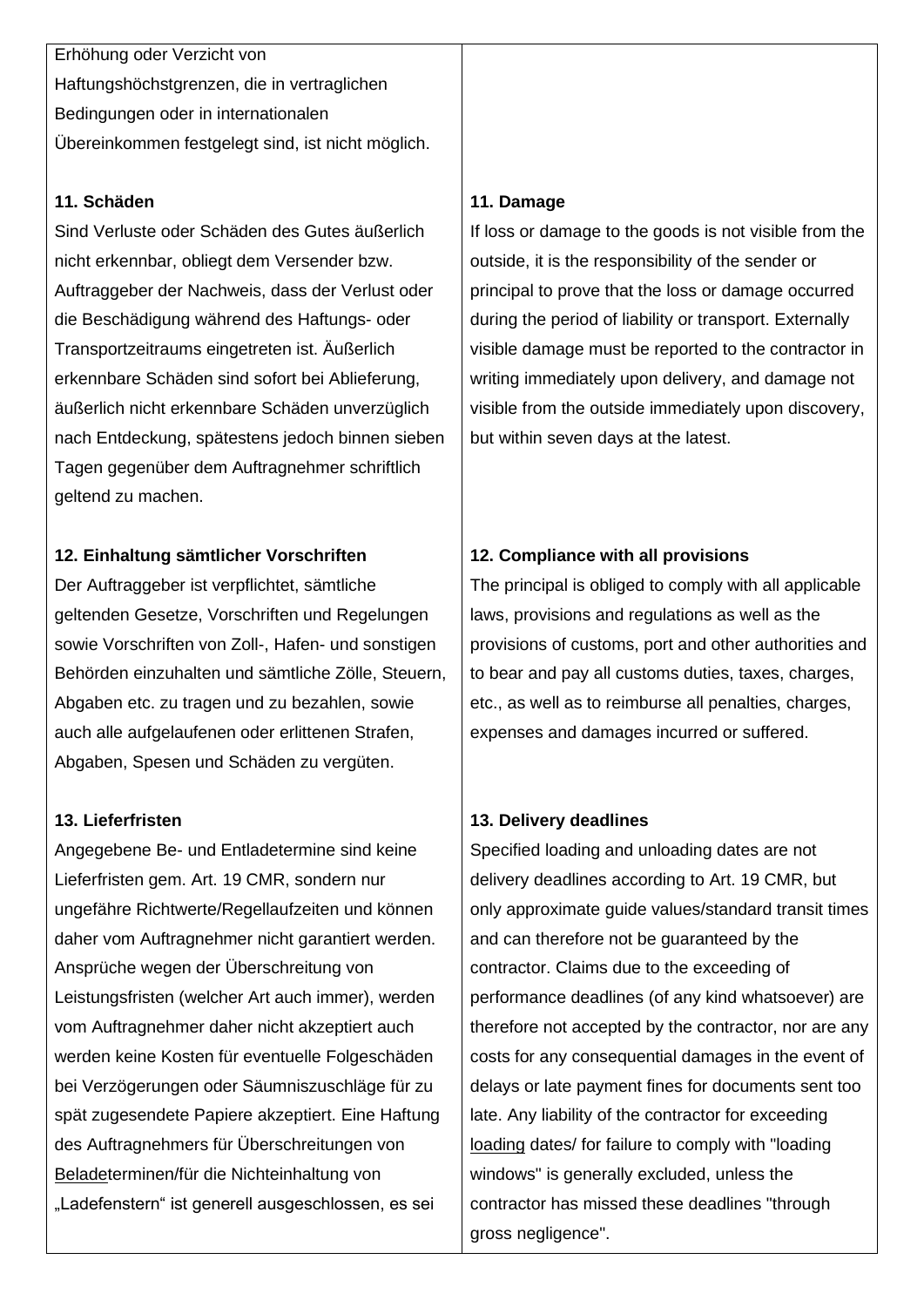| | |
|---|---|
| Erhöhung oder Verzicht von Haftungshöchstgrenzen, die in vertraglichen Bedingungen oder in internationalen Übereinkommen festgelegt sind, ist nicht möglich. | |
| **11. Schäden** Sind Verluste oder Schäden des Gutes äußerlich nicht erkennbar, obliegt dem Versender bzw. Auftraggeber der Nachweis, dass der Verlust oder die Beschädigung während des Haftungs- oder Transportzeitraums eingetreten ist. Äußerlich erkennbare Schäden sind sofort bei Ablieferung, äußerlich nicht erkennbare Schäden unverzüglich nach Entdeckung, spätestens jedoch binnen sieben Tagen gegenüber dem Auftragnehmer schriftlich geltend zu machen. | **11. Damage** If loss or damage to the goods is not visible from the outside, it is the responsibility of the sender or principal to prove that the loss or damage occurred during the period of liability or transport. Externally visible damage must be reported to the contractor in writing immediately upon delivery, and damage not visible from the outside immediately upon discovery, but within seven days at the latest. |
| **12. Einhaltung sämtlicher Vorschriften** Der Auftraggeber ist verpflichtet, sämtliche geltenden Gesetze, Vorschriften und Regelungen sowie Vorschriften von Zoll-, Hafen- und sonstigen Behörden einzuhalten und sämtliche Zölle, Steuern, Abgaben etc. zu tragen und zu bezahlen, sowie auch alle aufgelaufenen oder erlittenen Strafen, Abgaben, Spesen und Schäden zu vergüten. | **12. Compliance with all provisions** The principal is obliged to comply with all applicable laws, provisions and regulations as well as the provisions of customs, port and other authorities and to bear and pay all customs duties, taxes, charges, etc., as well as to reimburse all penalties, charges, expenses and damages incurred or suffered. |
| **13. Lieferfristen** Angegebene Be- und Entladetermine sind keine Lieferfristen gem. Art. 19 CMR, sondern nur ungefähre Richtwerte/Regellaufzeiten und können daher vom Auftragnehmer nicht garantiert werden. Ansprüche wegen der Überschreitung von Leistungsfristen (welcher Art auch immer), werden vom Auftragnehmer daher nicht akzeptiert auch werden keine Kosten für eventuelle Folgeschäden bei Verzögerungen oder Säumniszuschläge für zu spät zugesendete Papiere akzeptiert. Eine Haftung des Auftragnehmers für Überschreitungen von <u>Belade</u>terminen/für die Nichteinhaltung von „Ladefenstern" ist generell ausgeschlossen, es sei | **13. Delivery deadlines** Specified loading and unloading dates are not delivery deadlines according to Art. 19 CMR, but only approximate guide values/standard transit times and can therefore not be guaranteed by the contractor. Claims due to the exceeding of performance deadlines (of any kind whatsoever) are therefore not accepted by the contractor, nor are any costs for any consequential damages in the event of delays or late payment fines for documents sent too late. Any liability of the contractor for exceeding <u>loading</u> dates/ for failure to comply with "loading windows" is generally excluded, unless the contractor has missed these deadlines "through gross negligence". |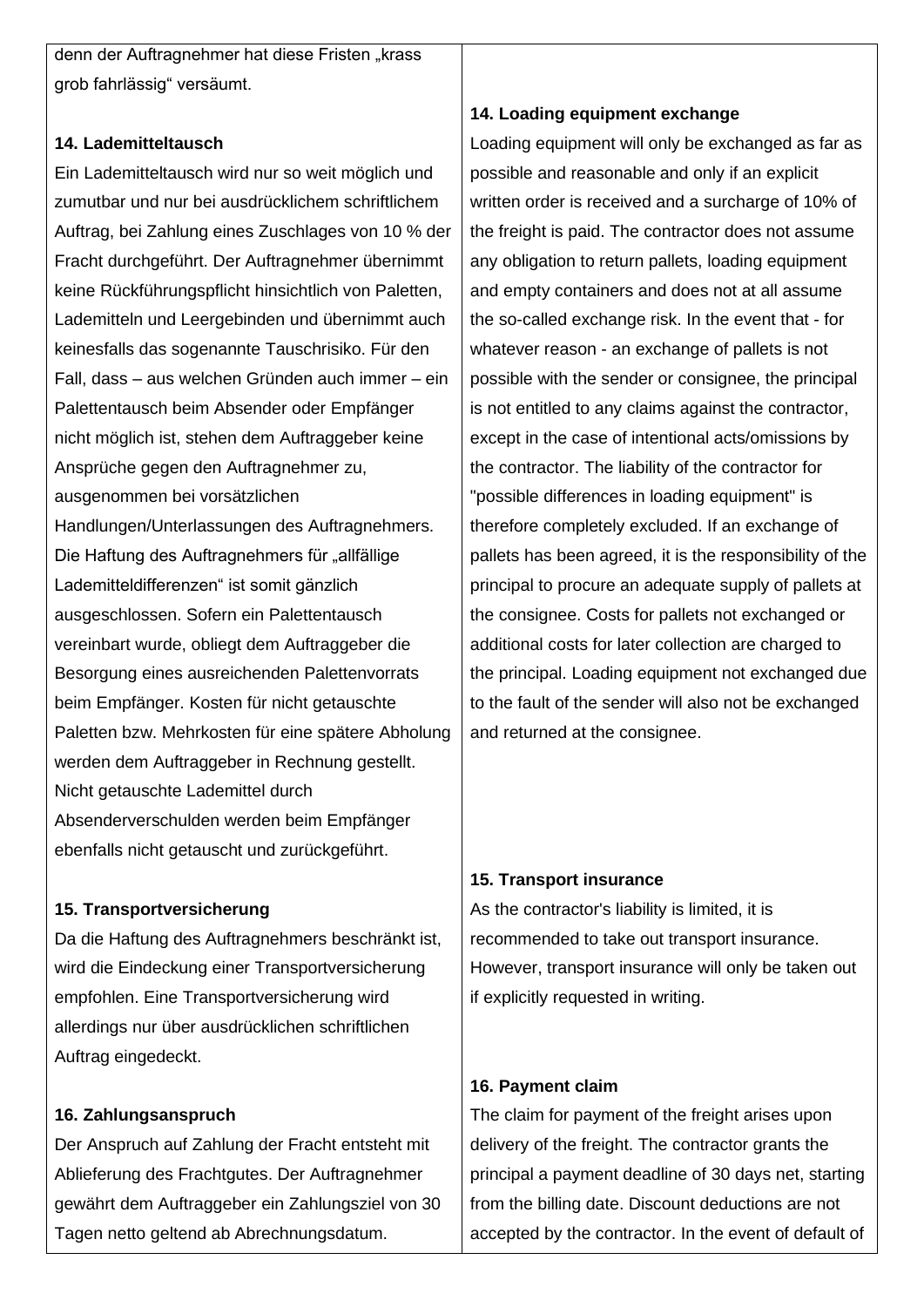denn der Auftragnehmer hat diese Fristen „krass grob fahrlässig“ versäumt.

### 14. Lademitteltausch

Ein Lademitteltausch wird nur so weit möglich und zumutbar und nur bei ausdrücklichem schriftlichem Auftrag, bei Zahlung eines Zuschlages von 10 % der Fracht durchgeführt. Der Auftragnehmer übernimmt keine Rückführungspflicht hinsichtlich von Paletten, Lademitteln und Leergebinden und übernimmt auch keinesfalls das sogenannte Tauschrisiko. Für den Fall, dass – aus welchen Gründen auch immer – ein Palettentausch beim Absender oder Empfänger nicht möglich ist, stehen dem Auftraggeber keine Ansprüche gegen den Auftragnehmer zu, ausgenommen bei vorsätzlichen Handlungen/Unterlassungen des Auftragnehmers. Die Haftung des Auftragnehmers für „allfällige Lademitteldifferenzen“ ist somit gänzlich ausgeschlossen. Sofern ein Palettentausch vereinbart wurde, obliegt dem Auftraggeber die Besorgung eines ausreichenden Palettenvorrats beim Empfänger. Kosten für nicht getauschte Paletten bzw. Mehrkosten für eine spätere Abholung werden dem Auftraggeber in Rechnung gestellt. Nicht getauschte Lademittel durch Absenderverschulden werden beim Empfänger ebenfalls nicht getauscht und zurückgeführt.

### 15. Transportversicherung

Da die Haftung des Auftragnehmers beschränkt ist, wird die Eindeckung einer Transportversicherung empfohlen. Eine Transportversicherung wird allerdings nur über ausdrücklichen schriftlichen Auftrag eingedeckt.

### 16. Zahlungsanspruch

Der Anspruch auf Zahlung der Fracht entsteht mit Ablieferung des Frachtgutes. Der Auftragnehmer gewährt dem Auftraggeber ein Zahlungsziel von 30 Tagen netto geltend ab Abrechnungsdatum.

### 14. Loading equipment exchange

Loading equipment will only be exchanged as far as possible and reasonable and only if an explicit written order is received and a surcharge of 10% of the freight is paid. The contractor does not assume any obligation to return pallets, loading equipment and empty containers and does not at all assume the so-called exchange risk. In the event that - for whatever reason - an exchange of pallets is not possible with the sender or consignee, the principal is not entitled to any claims against the contractor, except in the case of intentional acts/omissions by the contractor. The liability of the contractor for "possible differences in loading equipment" is therefore completely excluded. If an exchange of pallets has been agreed, it is the responsibility of the principal to procure an adequate supply of pallets at the consignee. Costs for pallets not exchanged or additional costs for later collection are charged to the principal. Loading equipment not exchanged due to the fault of the sender will also not be exchanged and returned at the consignee.

### 15. Transport insurance

As the contractor's liability is limited, it is recommended to take out transport insurance. However, transport insurance will only be taken out if explicitly requested in writing.

### 16. Payment claim

The claim for payment of the freight arises upon delivery of the freight. The contractor grants the principal a payment deadline of 30 days net, starting from the billing date. Discount deductions are not accepted by the contractor. In the event of default of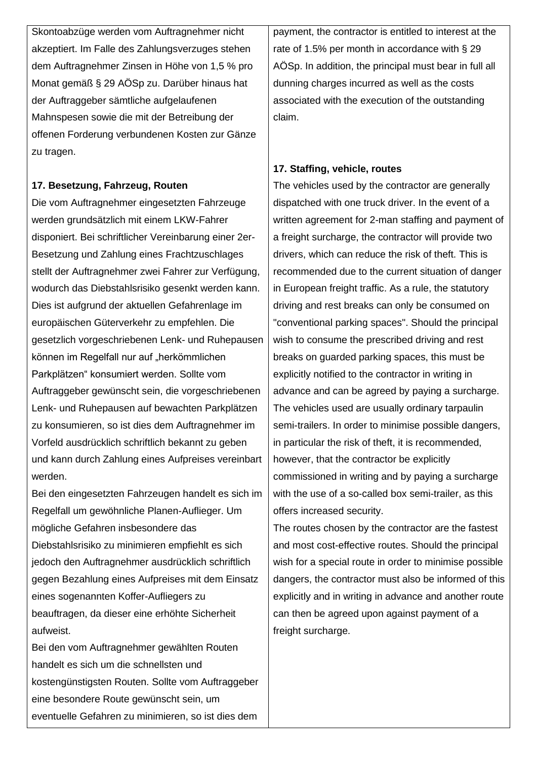Skontoabzüge werden vom Auftragnehmer nicht akzeptiert. Im Falle des Zahlungsverzuges stehen dem Auftragnehmer Zinsen in Höhe von 1,5 % pro Monat gemäß § 29 AÖSp zu. Darüber hinaus hat der Auftraggeber sämtliche aufgelaufenen Mahnspesen sowie die mit der Betreibung der offenen Forderung verbundenen Kosten zur Gänze zu tragen.

**17. Besetzung, Fahrzeug, Routen**

Die vom Auftragnehmer eingesetzten Fahrzeuge werden grundsätzlich mit einem LKW-Fahrer disponiert. Bei schriftlicher Vereinbarung einer 2er-Besetzung und Zahlung eines Frachtzuschlages stellt der Auftragnehmer zwei Fahrer zur Verfügung, wodurch das Diebstahlsrisiko gesenkt werden kann. Dies ist aufgrund der aktuellen Gefahrenlage im europäischen Güterverkehr zu empfehlen. Die gesetzlich vorgeschriebenen Lenk- und Ruhepausen können im Regelfall nur auf „herkömmlichen Parkplätzen" konsumiert werden. Sollte vom Auftraggeber gewünscht sein, die vorgeschriebenen Lenk- und Ruhepausen auf bewachten Parkplätzen zu konsumieren, so ist dies dem Auftragnehmer im Vorfeld ausdrücklich schriftlich bekannt zu geben und kann durch Zahlung eines Aufpreises vereinbart werden.

Bei den eingesetzten Fahrzeugen handelt es sich im Regelfall um gewöhnliche Planen-Auflieger. Um mögliche Gefahren insbesondere das Diebstahlsrisiko zu minimieren empfiehlt es sich jedoch den Auftragnehmer ausdrücklich schriftlich gegen Bezahlung eines Aufpreises mit dem Einsatz eines sogenannten Koffer-Aufliegers zu beauftragen, da dieser eine erhöhte Sicherheit aufweist.

Bei den vom Auftragnehmer gewählten Routen handelt es sich um die schnellsten und kostengünstigsten Routen. Sollte vom Auftraggeber eine besondere Route gewünscht sein, um eventuelle Gefahren zu minimieren, so ist dies dem

payment, the contractor is entitled to interest at the rate of 1.5% per month in accordance with § 29 AÖSp. In addition, the principal must bear in full all dunning charges incurred as well as the costs associated with the execution of the outstanding claim.

**17. Staffing, vehicle, routes**

The vehicles used by the contractor are generally dispatched with one truck driver. In the event of a written agreement for 2-man staffing and payment of a freight surcharge, the contractor will provide two drivers, which can reduce the risk of theft. This is recommended due to the current situation of danger in European freight traffic. As a rule, the statutory driving and rest breaks can only be consumed on "conventional parking spaces". Should the principal wish to consume the prescribed driving and rest breaks on guarded parking spaces, this must be explicitly notified to the contractor in writing in advance and can be agreed by paying a surcharge. The vehicles used are usually ordinary tarpaulin semi-trailers. In order to minimise possible dangers, in particular the risk of theft, it is recommended, however, that the contractor be explicitly commissioned in writing and by paying a surcharge with the use of a so-called box semi-trailer, as this offers increased security.

The routes chosen by the contractor are the fastest and most cost-effective routes. Should the principal wish for a special route in order to minimise possible dangers, the contractor must also be informed of this explicitly and in writing in advance and another route can then be agreed upon against payment of a freight surcharge.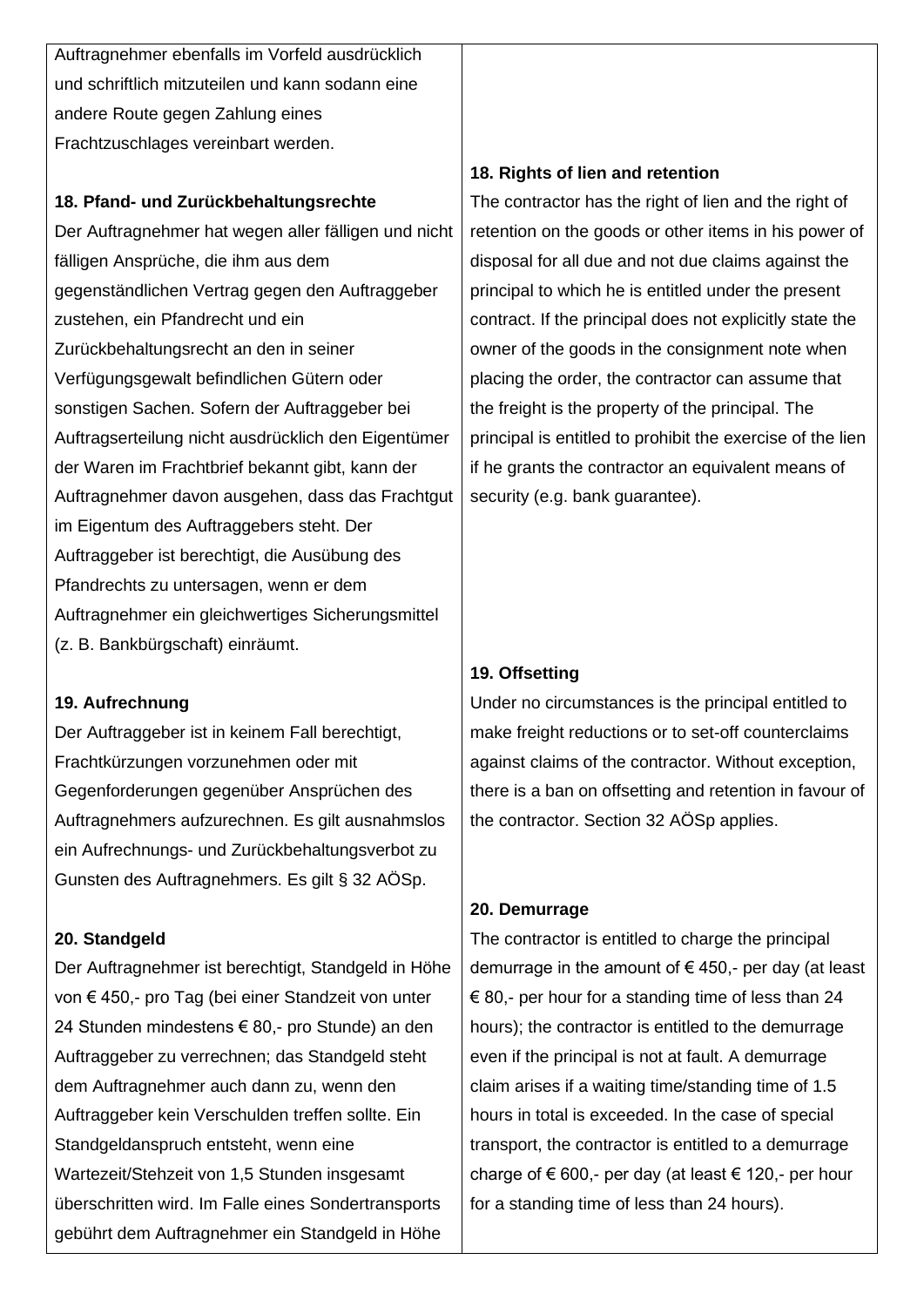Auftragnehmer ebenfalls im Vorfeld ausdrücklich und schriftlich mitzuteilen und kann sodann eine andere Route gegen Zahlung eines Frachtzuschlages vereinbart werden.

**18. Pfand- und Zurückbehaltungsrechte**

Der Auftragnehmer hat wegen aller fälligen und nicht fälligen Ansprüche, die ihm aus dem gegenständlichen Vertrag gegen den Auftraggeber zustehen, ein Pfandrecht und ein Zurückbehaltungsrecht an den in seiner Verfügungsgewalt befindlichen Gütern oder sonstigen Sachen. Sofern der Auftraggeber bei Auftragserteilung nicht ausdrücklich den Eigentümer der Waren im Frachtbrief bekannt gibt, kann der Auftragnehmer davon ausgehen, dass das Frachtgut im Eigentum des Auftraggebers steht. Der Auftraggeber ist berechtigt, die Ausübung des Pfandrechts zu untersagen, wenn er dem Auftragnehmer ein gleichwertiges Sicherungsmittel (z. B. Bankbürgschaft) einräumt.

**18. Rights of lien and retention**

The contractor has the right of lien and the right of retention on the goods or other items in his power of disposal for all due and not due claims against the principal to which he is entitled under the present contract. If the principal does not explicitly state the owner of the goods in the consignment note when placing the order, the contractor can assume that the freight is the property of the principal. The principal is entitled to prohibit the exercise of the lien if he grants the contractor an equivalent means of security (e.g. bank guarantee).

**19. Aufrechnung**

Der Auftraggeber ist in keinem Fall berechtigt, Frachtkürzungen vorzunehmen oder mit Gegenforderungen gegenüber Ansprüchen des Auftragnehmers aufzurechnen. Es gilt ausnahmslos ein Aufrechnungs- und Zurückbehaltungsverbot zu Gunsten des Auftragnehmers. Es gilt § 32 AÖSp.

**19. Offsetting**

Under no circumstances is the principal entitled to make freight reductions or to set-off counterclaims against claims of the contractor. Without exception, there is a ban on offsetting and retention in favour of the contractor. Section 32 AÖSp applies.

**20. Standgeld**

Der Auftragnehmer ist berechtigt, Standgeld in Höhe von € 450,- pro Tag (bei einer Standzeit von unter 24 Stunden mindestens € 80,- pro Stunde) an den Auftraggeber zu verrechnen; das Standgeld steht dem Auftragnehmer auch dann zu, wenn den Auftraggeber kein Verschulden treffen sollte. Ein Standgeldanspruch entsteht, wenn eine Wartezeit/Stehzeit von 1,5 Stunden insgesamt überschritten wird. Im Falle eines Sondertransports gebührt dem Auftragnehmer ein Standgeld in Höhe

**20. Demurrage**

The contractor is entitled to charge the principal demurrage in the amount of € 450,- per day (at least € 80,- per hour for a standing time of less than 24 hours); the contractor is entitled to the demurrage even if the principal is not at fault. A demurrage claim arises if a waiting time/standing time of 1.5 hours in total is exceeded. In the case of special transport, the contractor is entitled to a demurrage charge of € 600,- per day (at least € 120,- per hour for a standing time of less than 24 hours).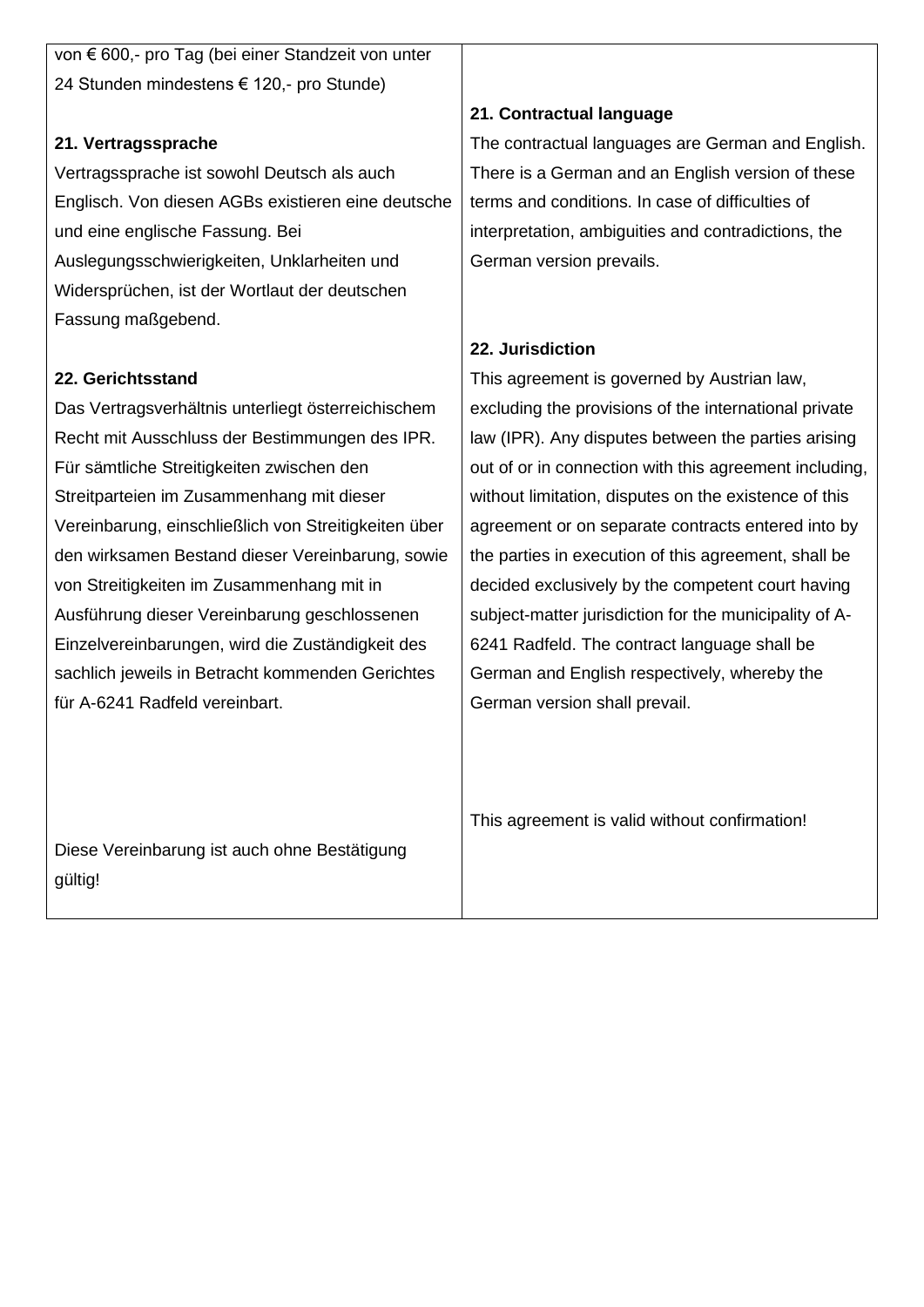| | |
|---|---|
| von € 600,- pro Tag (bei einer Standzeit von unter 24 Stunden mindestens € 120,- pro Stunde) | |
| **21. Vertragssprache**<br>Vertragssprache ist sowohl Deutsch als auch Englisch. Von diesen AGBs existieren eine deutsche und eine englische Fassung. Bei Auslegungsschwierigkeiten, Unklarheiten und Widersprüchen, ist der Wortlaut der deutschen Fassung maßgebend. | **21. Contractual language**<br>The contractual languages are German and English. There is a German and an English version of these terms and conditions. In case of difficulties of interpretation, ambiguities and contradictions, the German version prevails. |
| **22. Gerichtsstand**<br>Das Vertragsverhältnis unterliegt österreichischem Recht mit Ausschluss der Bestimmungen des IPR. Für sämtliche Streitigkeiten zwischen den Streitparteien im Zusammenhang mit dieser Vereinbarung, einschließlich von Streitigkeiten über den wirksamen Bestand dieser Vereinbarung, sowie von Streitigkeiten im Zusammenhang mit in Ausführung dieser Vereinbarung geschlossenen Einzelvereinbarungen, wird die Zuständigkeit des sachlich jeweils in Betracht kommenden Gerichtes für A-6241 Radfeld vereinbart. | **22. Jurisdiction**<br>This agreement is governed by Austrian law, excluding the provisions of the international private law (IPR). Any disputes between the parties arising out of or in connection with this agreement including, without limitation, disputes on the existence of this agreement or on separate contracts entered into by the parties in execution of this agreement, shall be decided exclusively by the competent court having subject-matter jurisdiction for the municipality of A-6241 Radfeld. The contract language shall be German and English respectively, whereby the German version shall prevail. |
| Diese Vereinbarung ist auch ohne Bestätigung gültig! | This agreement is valid without confirmation! |